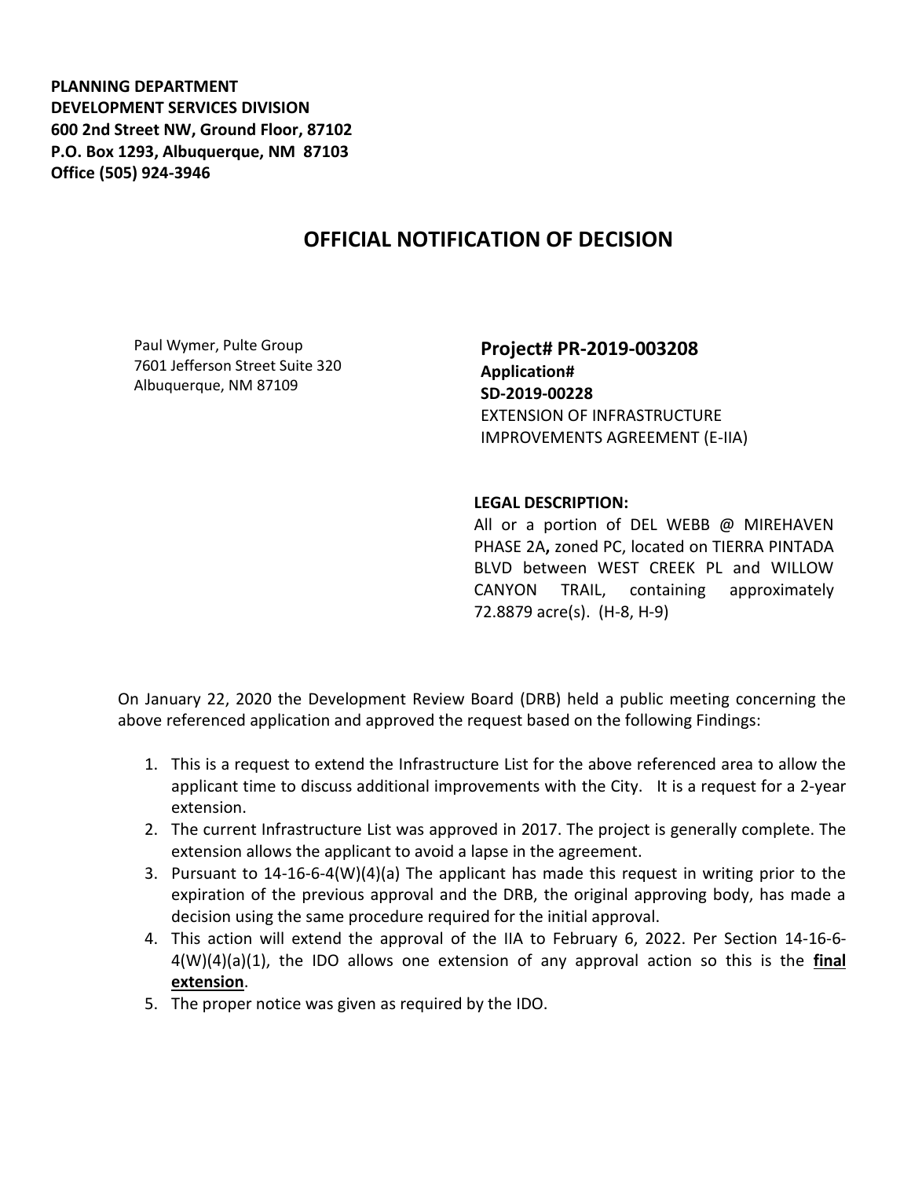**PLANNING DEPARTMENT**
**DEVELOPMENT SERVICES DIVISION**
**600 2nd Street NW, Ground Floor, 87102**
**P.O. Box 1293, Albuquerque, NM 87103**
**Office (505) 924-3946**

# OFFICIAL NOTIFICATION OF DECISION

Paul Wymer, Pulte Group
7601 Jefferson Street Suite 320
Albuquerque, NM 87109

**Project# PR-2019-003208**
**Application#**
**SD-2019-00228**
EXTENSION OF INFRASTRUCTURE IMPROVEMENTS AGREEMENT (E-IIA)

**LEGAL DESCRIPTION:**
All or a portion of DEL WEBB @ MIREHAVEN PHASE 2A**,** zoned PC, located on TIERRA PINTADA BLVD between WEST CREEK PL and WILLOW CANYON TRAIL, containing approximately 72.8879 acre(s). (H-8, H-9)

On January 22, 2020 the Development Review Board (DRB) held a public meeting concerning the above referenced application and approved the request based on the following Findings:

1. This is a request to extend the Infrastructure List for the above referenced area to allow the applicant time to discuss additional improvements with the City. It is a request for a 2-year extension.
2. The current Infrastructure List was approved in 2017. The project is generally complete. The extension allows the applicant to avoid a lapse in the agreement.
3. Pursuant to 14-16-6-4(W)(4)(a) The applicant has made this request in writing prior to the expiration of the previous approval and the DRB, the original approving body, has made a decision using the same procedure required for the initial approval.
4. This action will extend the approval of the IIA to February 6, 2022. Per Section 14-16-6-4(W)(4)(a)(1), the IDO allows one extension of any approval action so this is the **final extension**.
5. The proper notice was given as required by the IDO.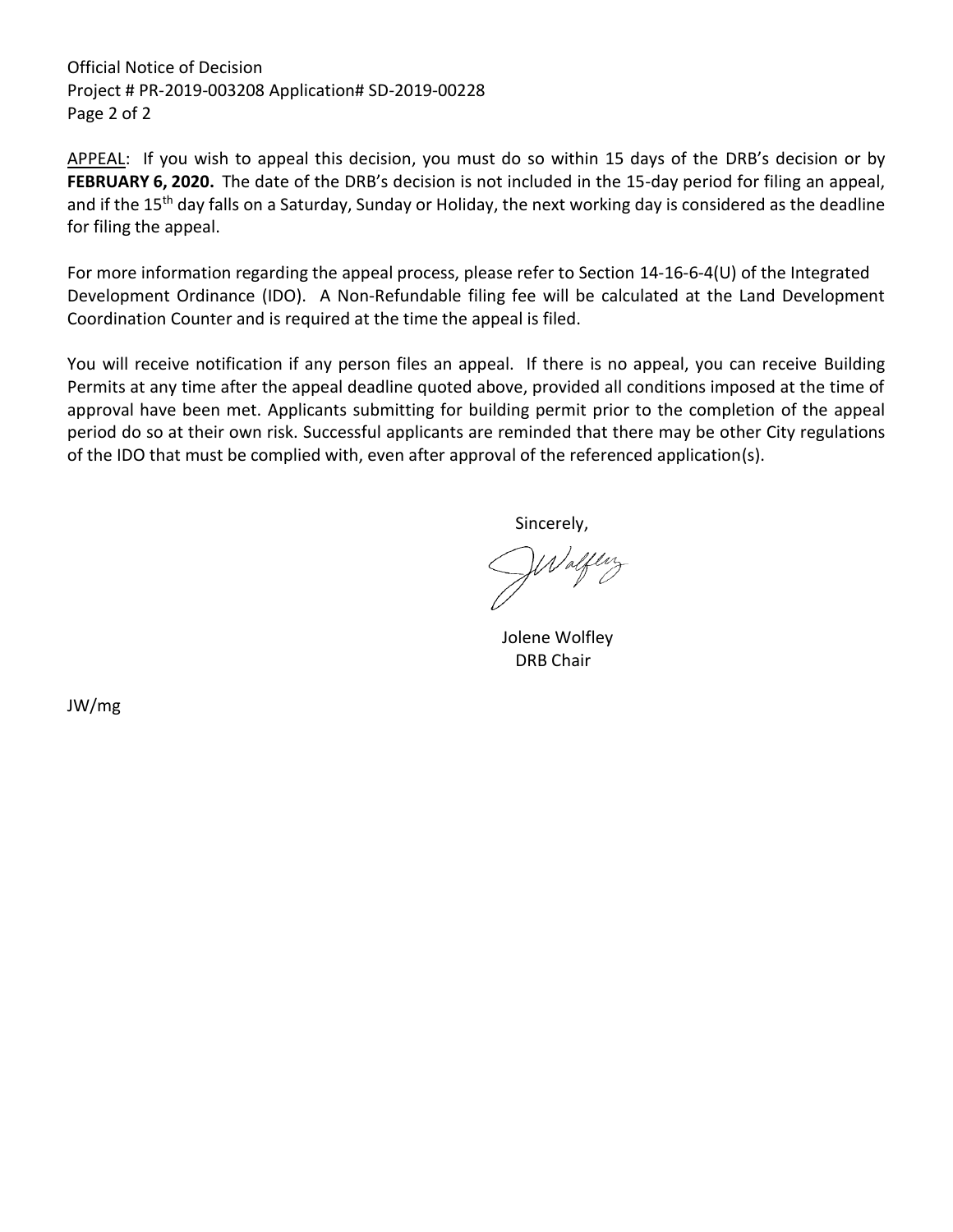APPEAL: If you wish to appeal this decision, you must do so within 15 days of the DRB's decision or by **FEBRUARY 6, 2020.** The date of the DRB's decision is not included in the 15-day period for filing an appeal, and if the 15th day falls on a Saturday, Sunday or Holiday, the next working day is considered as the deadline for filing the appeal.

For more information regarding the appeal process, please refer to Section 14-16-6-4(U) of the Integrated Development Ordinance (IDO). A Non-Refundable filing fee will be calculated at the Land Development Coordination Counter and is required at the time the appeal is filed.

You will receive notification if any person files an appeal. If there is no appeal, you can receive Building Permits at any time after the appeal deadline quoted above, provided all conditions imposed at the time of approval have been met. Applicants submitting for building permit prior to the completion of the appeal period do so at their own risk. Successful applicants are reminded that there may be other City regulations of the IDO that must be complied with, even after approval of the referenced application(s).

Sincerely,

JWolfley

Jolene Wolfley
DRB Chair

JW/mg